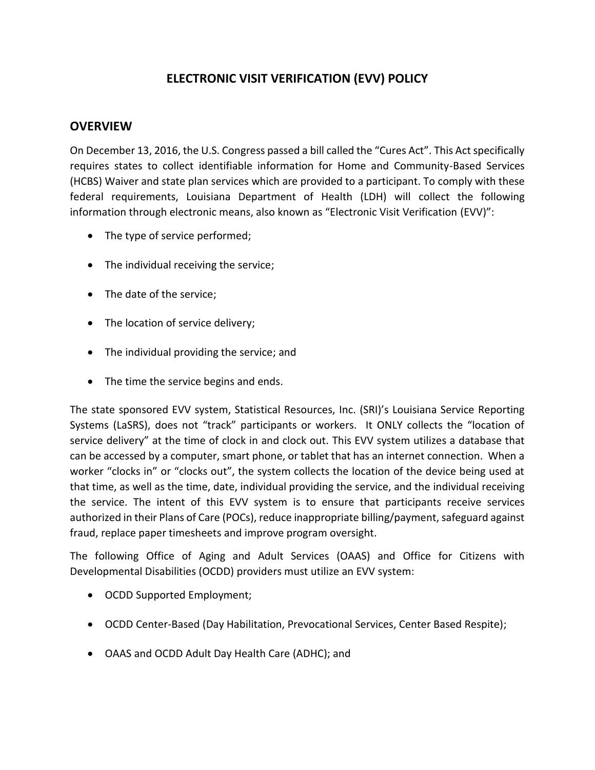# ELECTRONIC VISIT VERIFICATION (EVV) POLICY

## OVERVIEW

On December 13, 2016, the U.S. Congress passed a bill called the "Cures Act". This Act specifically requires states to collect identifiable information for Home and Community-Based Services (HCBS) Waiver and state plan services which are provided to a participant. To comply with these federal requirements, Louisiana Department of Health (LDH) will collect the following information through electronic means, also known as "Electronic Visit Verification (EVV)":

- The type of service performed;
- The individual receiving the service;
- The date of the service;
- The location of service delivery;
- The individual providing the service; and
- The time the service begins and ends.

The state sponsored EVV system, Statistical Resources, Inc. (SRI)'s Louisiana Service Reporting Systems (LaSRS), does not "track" participants or workers. It ONLY collects the "location of service delivery" at the time of clock in and clock out. This EVV system utilizes a database that can be accessed by a computer, smart phone, or tablet that has an internet connection. When a worker "clocks in" or "clocks out", the system collects the location of the device being used at that time, as well as the time, date, individual providing the service, and the individual receiving the service. The intent of this EVV system is to ensure that participants receive services authorized in their Plans of Care (POCs), reduce inappropriate billing/payment, safeguard against fraud, replace paper timesheets and improve program oversight.

The following Office of Aging and Adult Services (OAAS) and Office for Citizens with Developmental Disabilities (OCDD) providers must utilize an EVV system:

- OCDD Supported Employment;
- OCDD Center-Based (Day Habilitation, Prevocational Services, Center Based Respite);
- OAAS and OCDD Adult Day Health Care (ADHC); and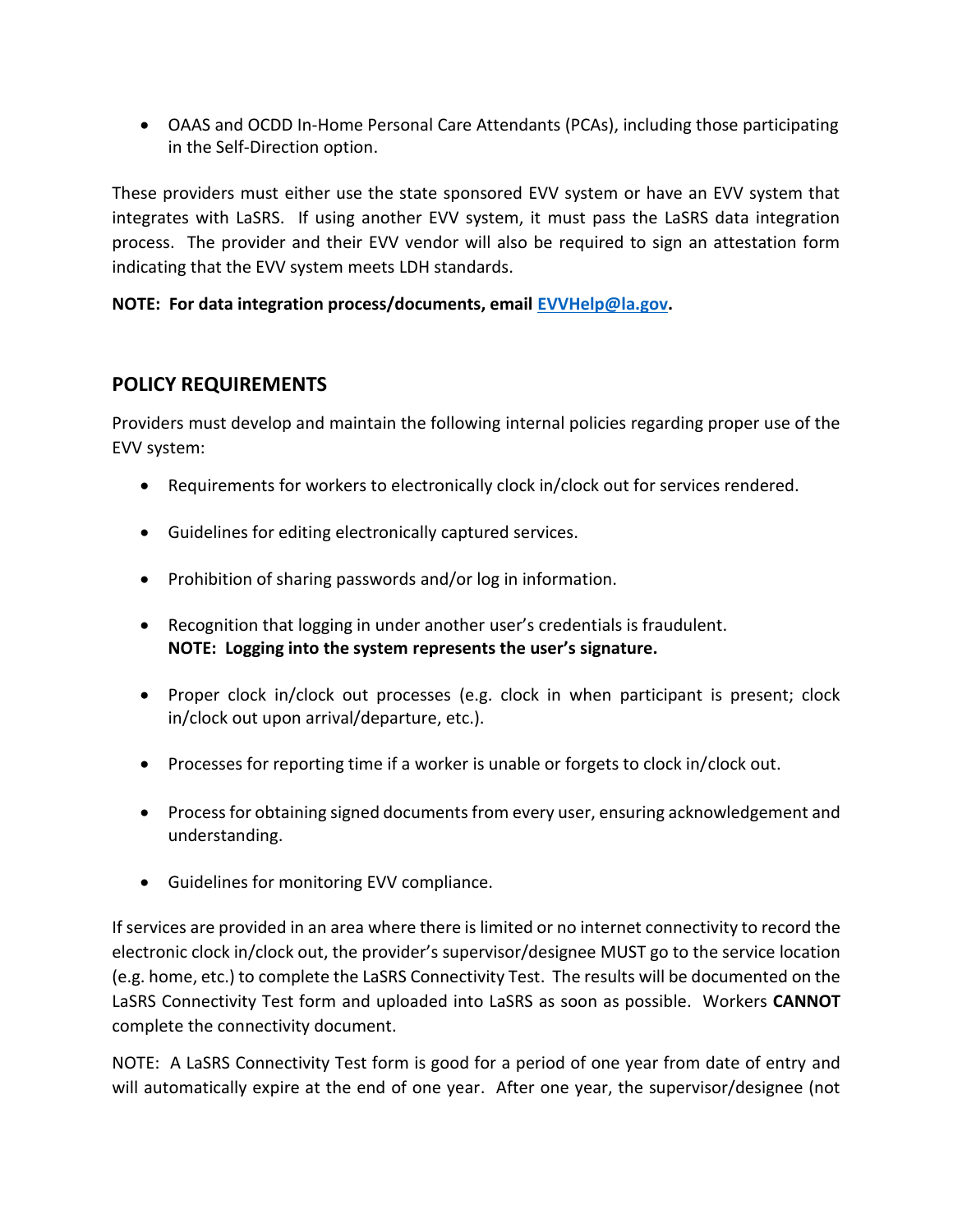- OAAS and OCDD In-Home Personal Care Attendants (PCAs), including those participating in the Self-Direction option.

These providers must either use the state sponsored EVV system or have an EVV system that integrates with LaSRS. If using another EVV system, it must pass the LaSRS data integration process. The provider and their EVV vendor will also be required to sign an attestation form indicating that the EVV system meets LDH standards.

**NOTE: For data integration process/documents, email [EVVHelp@la.gov](mailto:EVVHelp@la.gov).**

## POLICY REQUIREMENTS

Providers must develop and maintain the following internal policies regarding proper use of the EVV system:

- Requirements for workers to electronically clock in/clock out for services rendered.
- Guidelines for editing electronically captured services.
- Prohibition of sharing passwords and/or log in information.
- Recognition that logging in under another user's credentials is fraudulent.
  **NOTE: Logging into the system represents the user's signature.**
- Proper clock in/clock out processes (e.g. clock in when participant is present; clock in/clock out upon arrival/departure, etc.).
- Processes for reporting time if a worker is unable or forgets to clock in/clock out.
- Process for obtaining signed documents from every user, ensuring acknowledgement and understanding.
- Guidelines for monitoring EVV compliance.

If services are provided in an area where there is limited or no internet connectivity to record the electronic clock in/clock out, the provider's supervisor/designee MUST go to the service location (e.g. home, etc.) to complete the LaSRS Connectivity Test. The results will be documented on the LaSRS Connectivity Test form and uploaded into LaSRS as soon as possible. Workers **CANNOT** complete the connectivity document.

NOTE: A LaSRS Connectivity Test form is good for a period of one year from date of entry and will automatically expire at the end of one year. After one year, the supervisor/designee (not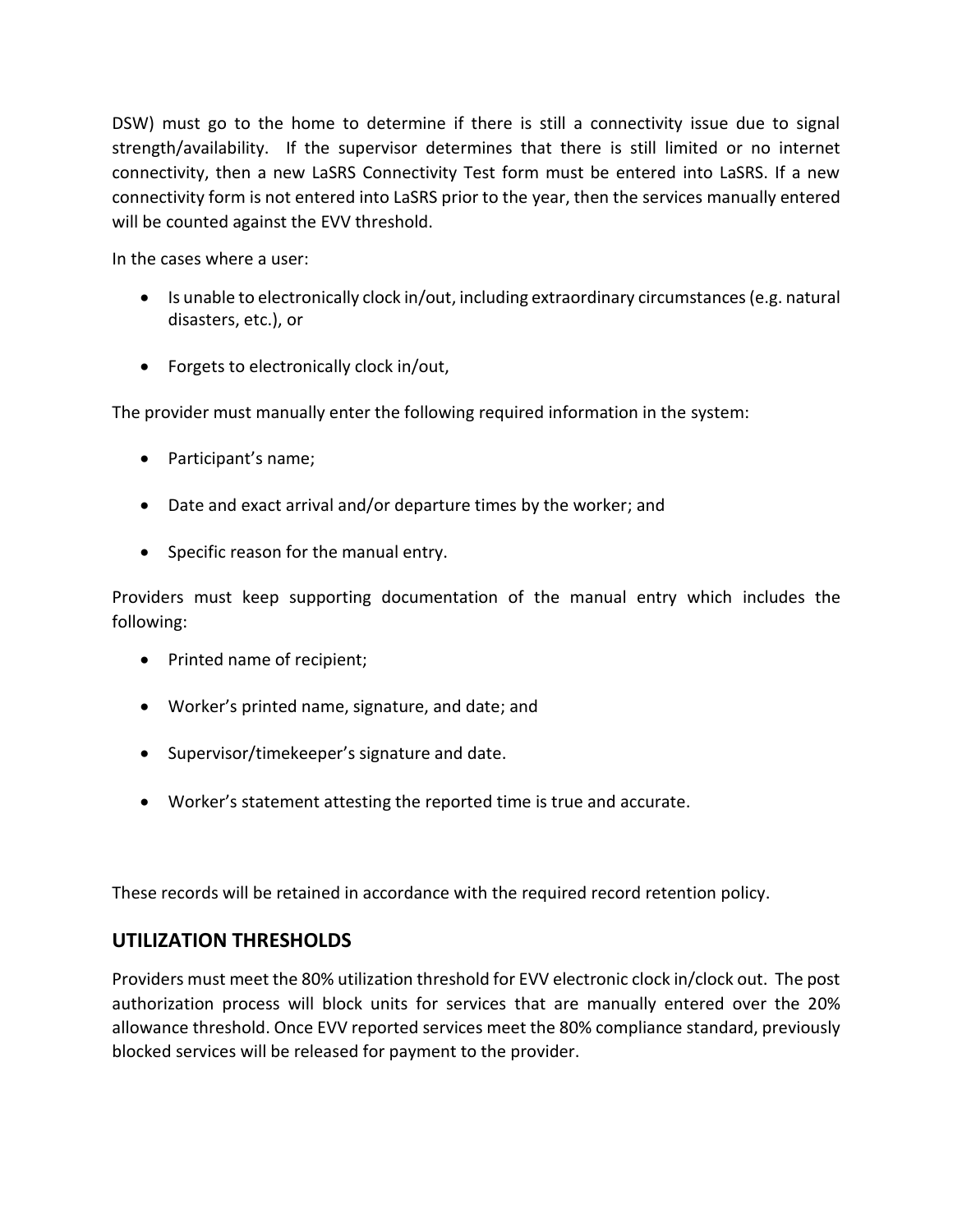DSW) must go to the home to determine if there is still a connectivity issue due to signal strength/availability. If the supervisor determines that there is still limited or no internet connectivity, then a new LaSRS Connectivity Test form must be entered into LaSRS. If a new connectivity form is not entered into LaSRS prior to the year, then the services manually entered will be counted against the EVV threshold.

In the cases where a user:

- Is unable to electronically clock in/out, including extraordinary circumstances (e.g. natural disasters, etc.), or
- Forgets to electronically clock in/out,

The provider must manually enter the following required information in the system:

- Participant's name;
- Date and exact arrival and/or departure times by the worker; and
- Specific reason for the manual entry.

Providers must keep supporting documentation of the manual entry which includes the following:

- Printed name of recipient;
- Worker's printed name, signature, and date; and
- Supervisor/timekeeper's signature and date.
- Worker's statement attesting the reported time is true and accurate.

These records will be retained in accordance with the required record retention policy.

## UTILIZATION THRESHOLDS

Providers must meet the 80% utilization threshold for EVV electronic clock in/clock out. The post authorization process will block units for services that are manually entered over the 20% allowance threshold. Once EVV reported services meet the 80% compliance standard, previously blocked services will be released for payment to the provider.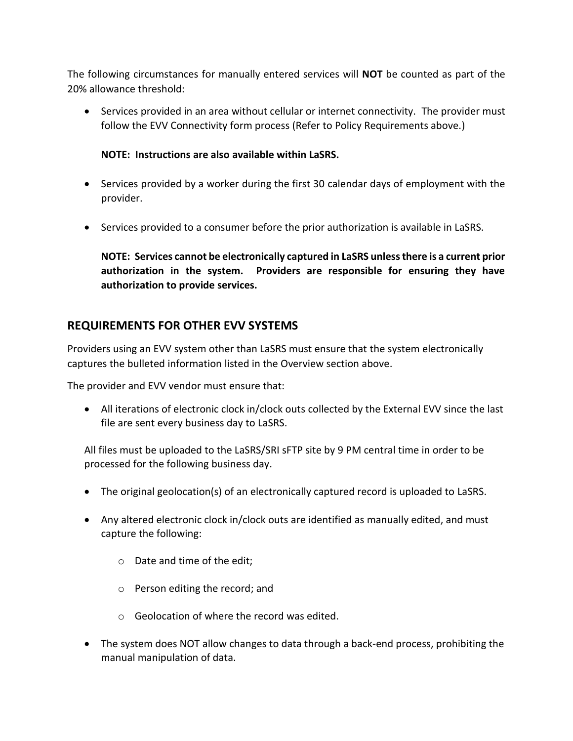The following circumstances for manually entered services will **NOT** be counted as part of the 20% allowance threshold:

- Services provided in an area without cellular or internet connectivity. The provider must follow the EVV Connectivity form process (Refer to Policy Requirements above.)

  **NOTE: Instructions are also available within LaSRS.**

- Services provided by a worker during the first 30 calendar days of employment with the provider.

- Services provided to a consumer before the prior authorization is available in LaSRS.

  **NOTE: Services cannot be electronically captured in LaSRS unless there is a current prior authorization in the system. Providers are responsible for ensuring they have authorization to provide services.**

## REQUIREMENTS FOR OTHER EVV SYSTEMS

Providers using an EVV system other than LaSRS must ensure that the system electronically captures the bulleted information listed in the Overview section above.

The provider and EVV vendor must ensure that:

- All iterations of electronic clock in/clock outs collected by the External EVV since the last file are sent every business day to LaSRS.

  All files must be uploaded to the LaSRS/SRI sFTP site by 9 PM central time in order to be processed for the following business day.

- The original geolocation(s) of an electronically captured record is uploaded to LaSRS.

- Any altered electronic clock in/clock outs are identified as manually edited, and must capture the following:

  - Date and time of the edit;
  - Person editing the record; and
  - Geolocation of where the record was edited.

- The system does NOT allow changes to data through a back-end process, prohibiting the manual manipulation of data.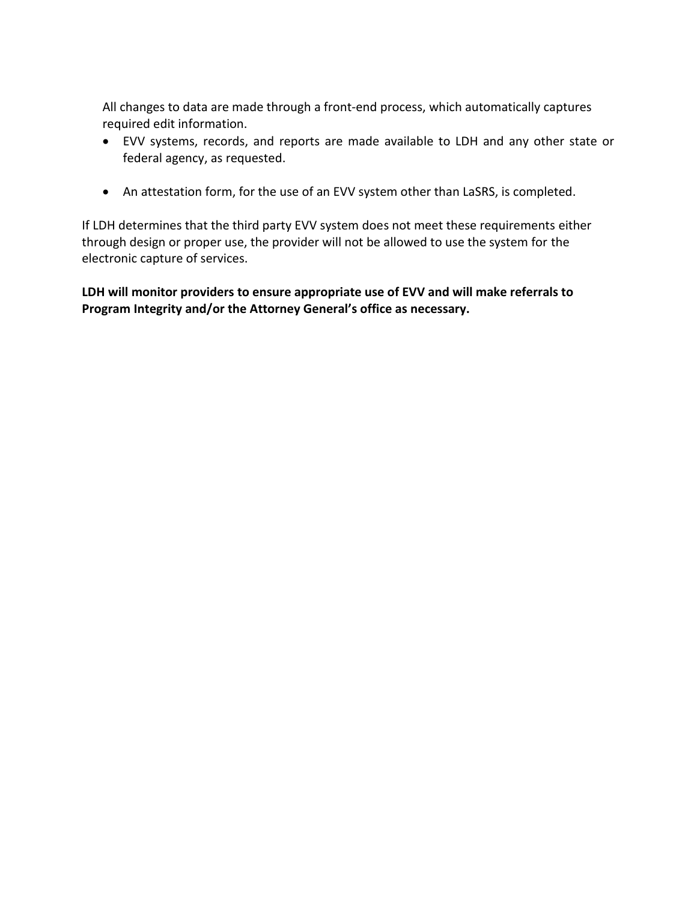All changes to data are made through a front-end process, which automatically captures required edit information.

- EVV systems, records, and reports are made available to LDH and any other state or federal agency, as requested.
- An attestation form, for the use of an EVV system other than LaSRS, is completed.

If LDH determines that the third party EVV system does not meet these requirements either through design or proper use, the provider will not be allowed to use the system for the electronic capture of services.

**LDH will monitor providers to ensure appropriate use of EVV and will make referrals to Program Integrity and/or the Attorney General's office as necessary.**